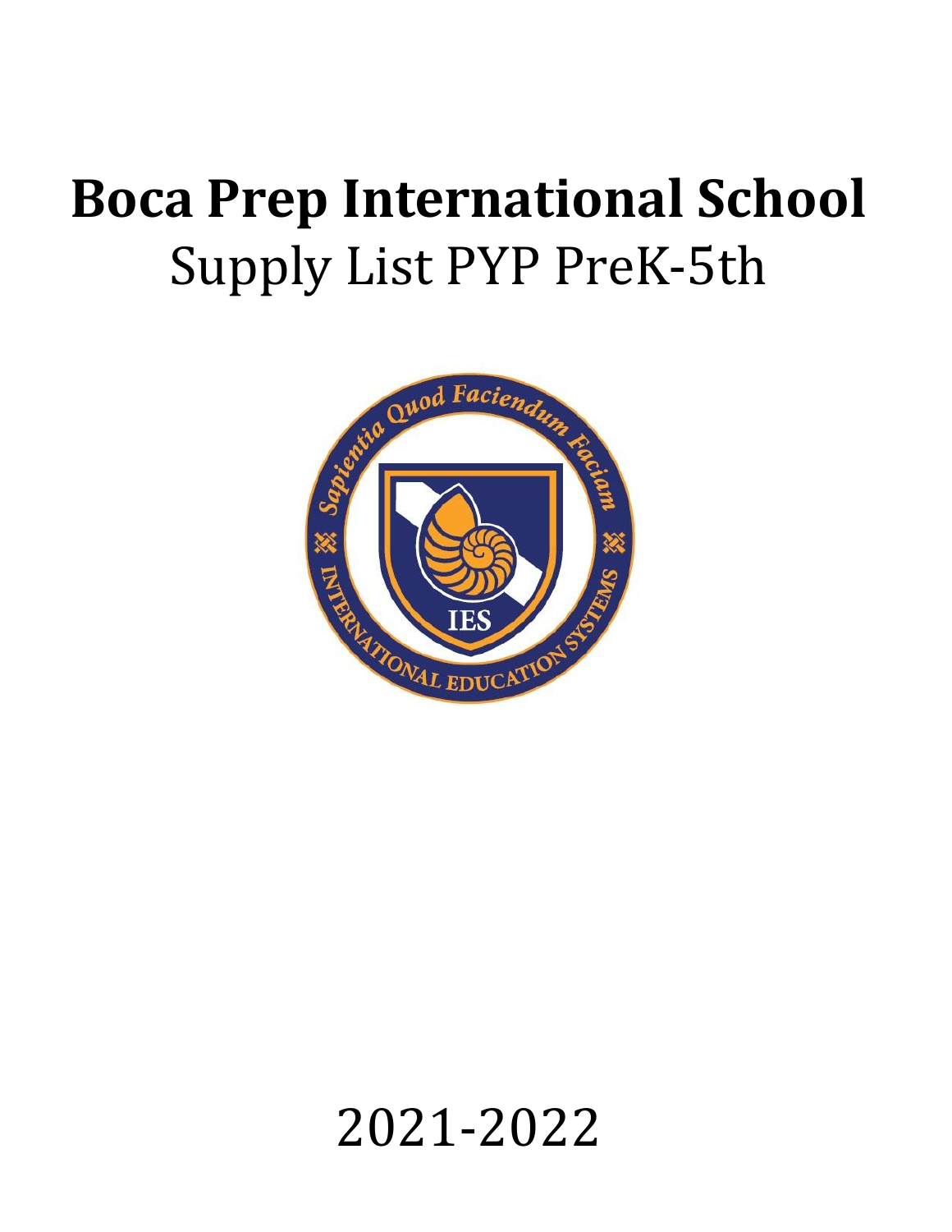# Boca Prep International School

Supply List PYP PreK-5th

2021-2022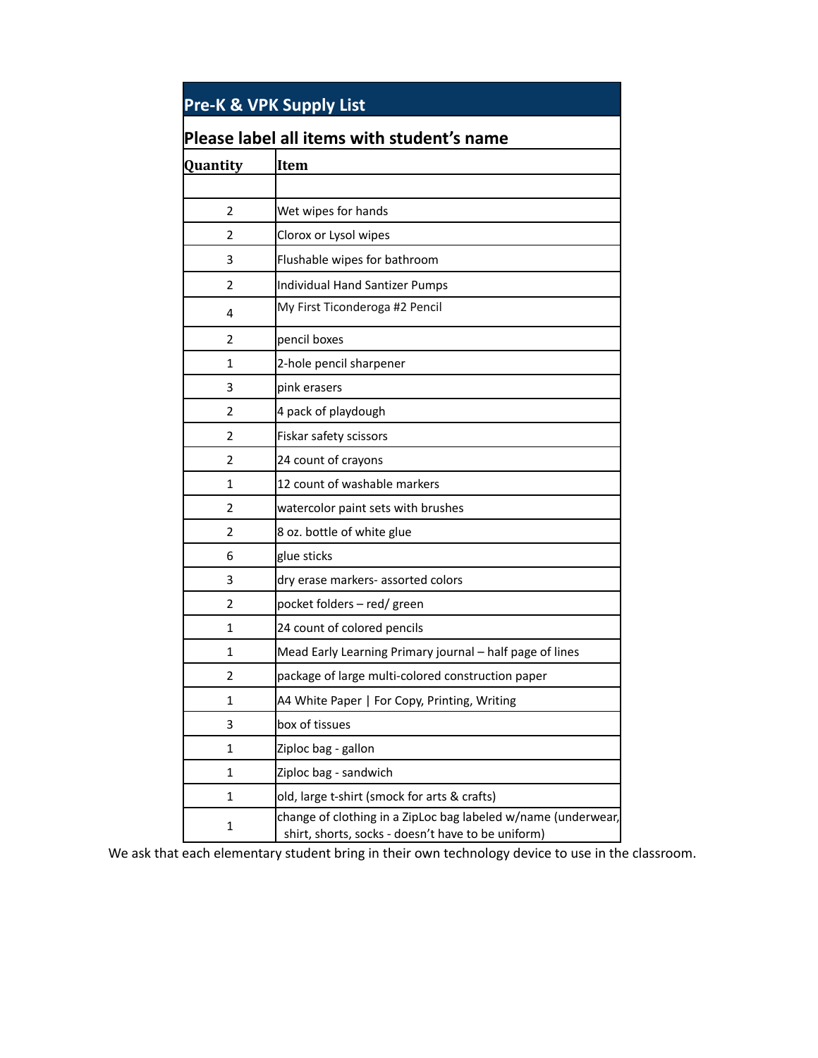## Pre-K & VPK Supply List

**Please label all items with student's name**

| Quantity | Item |
|---|---|
| | |
| 2 | Wet wipes for hands |
| 2 | Clorox or Lysol wipes |
| 3 | Flushable wipes for bathroom |
| 2 | Individual Hand Santizer Pumps |
| 4 | My First Ticonderoga #2 Pencil |
| 2 | pencil boxes |
| 1 | 2-hole pencil sharpener |
| 3 | pink erasers |
| 2 | 4 pack of playdough |
| 2 | Fiskar safety scissors |
| 2 | 24 count of crayons |
| 1 | 12 count of washable markers |
| 2 | watercolor paint sets with brushes |
| 2 | 8 oz. bottle of white glue |
| 6 | glue sticks |
| 3 | dry erase markers- assorted colors |
| 2 | pocket folders – red/ green |
| 1 | 24 count of colored pencils |
| 1 | Mead Early Learning Primary journal – half page of lines |
| 2 | package of large multi-colored construction paper |
| 1 | A4 White Paper \| For Copy, Printing, Writing |
| 3 | box of tissues |
| 1 | Ziploc bag - gallon |
| 1 | Ziploc bag - sandwich |
| 1 | old, large t-shirt (smock for arts & crafts) |
| 1 | change of clothing in a ZipLoc bag labeled w/name (underwear, shirt, shorts, socks - doesn't have to be uniform) |

We ask that each elementary student bring in their own technology device to use in the classroom.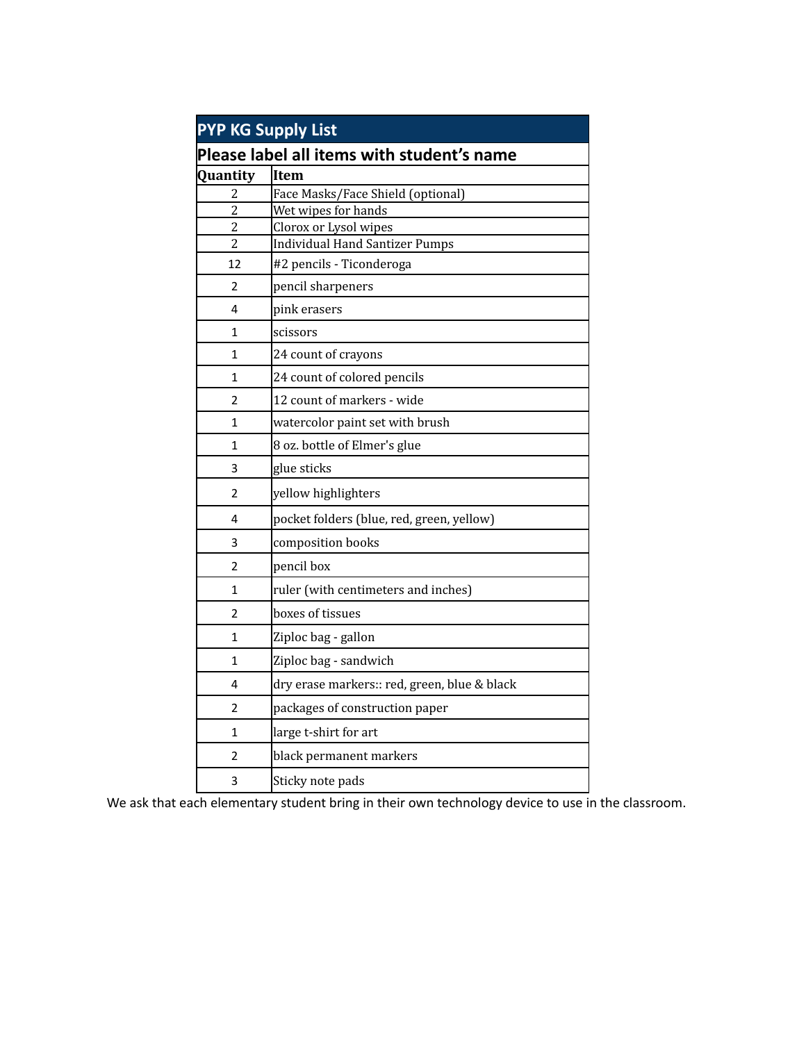## PYP KG Supply List

**Please label all items with student's name**

| Quantity | Item |
|---|---|
| 2 | Face Masks/Face Shield (optional) |
| 2 | Wet wipes for hands |
| 2 | Clorox or Lysol wipes |
| 2 | Individual Hand Santizer Pumps |
| 12 | #2 pencils - Ticonderoga |
| 2 | pencil sharpeners |
| 4 | pink erasers |
| 1 | scissors |
| 1 | 24 count of crayons |
| 1 | 24 count of colored pencils |
| 2 | 12 count of markers - wide |
| 1 | watercolor paint set with brush |
| 1 | 8 oz. bottle of Elmer's glue |
| 3 | glue sticks |
| 2 | yellow highlighters |
| 4 | pocket folders (blue, red, green, yellow) |
| 3 | composition books |
| 2 | pencil box |
| 1 | ruler (with centimeters and inches) |
| 2 | boxes of tissues |
| 1 | Ziploc bag - gallon |
| 1 | Ziploc bag - sandwich |
| 4 | dry erase markers:: red, green, blue & black |
| 2 | packages of construction paper |
| 1 | large t-shirt for art |
| 2 | black permanent markers |
| 3 | Sticky note pads |

We ask that each elementary student bring in their own technology device to use in the classroom.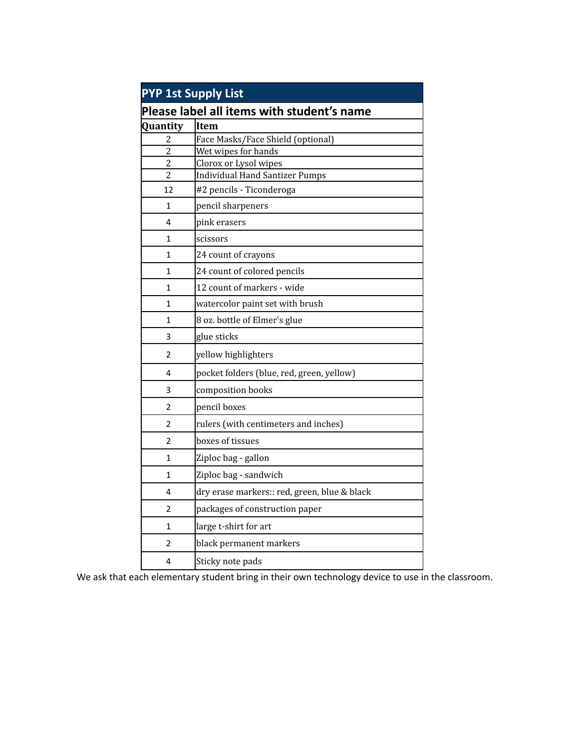| PYP 1st Supply List | |
|---|---|
| **Please label all items with student's name** | |
| **Quantity** | **Item** |
| 2 | Face Masks/Face Shield (optional) |
| 2 | Wet wipes for hands |
| 2 | Clorox or Lysol wipes |
| 2 | Individual Hand Santizer Pumps |
| 12 | #2 pencils - Ticonderoga |
| 1 | pencil sharpeners |
| 4 | pink erasers |
| 1 | scissors |
| 1 | 24 count of crayons |
| 1 | 24 count of colored pencils |
| 1 | 12 count of markers - wide |
| 1 | watercolor paint set with brush |
| 1 | 8 oz. bottle of Elmer's glue |
| 3 | glue sticks |
| 2 | yellow highlighters |
| 4 | pocket folders (blue, red, green, yellow) |
| 3 | composition books |
| 2 | pencil boxes |
| 2 | rulers (with centimeters and inches) |
| 2 | boxes of tissues |
| 1 | Ziploc bag - gallon |
| 1 | Ziploc bag - sandwich |
| 4 | dry erase markers:: red, green, blue & black |
| 2 | packages of construction paper |
| 1 | large t-shirt for art |
| 2 | black permanent markers |
| 4 | Sticky note pads |

We ask that each elementary student bring in their own technology device to use in the classroom.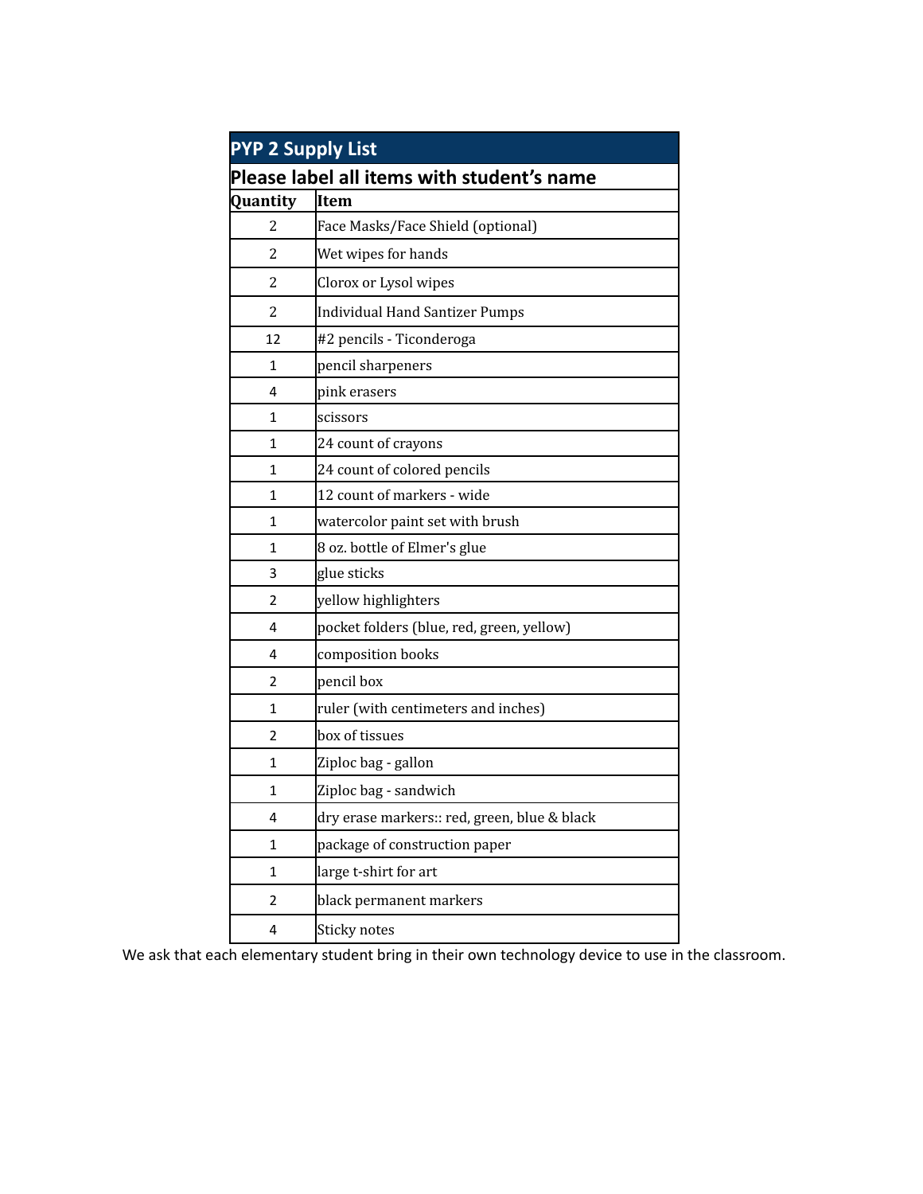## PYP 2 Supply List

**Please label all items with student's name**

| Quantity | Item |
|---|---|
| 2 | Face Masks/Face Shield (optional) |
| 2 | Wet wipes for hands |
| 2 | Clorox or Lysol wipes |
| 2 | Individual Hand Santizer Pumps |
| 12 | #2 pencils - Ticonderoga |
| 1 | pencil sharpeners |
| 4 | pink erasers |
| 1 | scissors |
| 1 | 24 count of crayons |
| 1 | 24 count of colored pencils |
| 1 | 12 count of markers - wide |
| 1 | watercolor paint set with brush |
| 1 | 8 oz. bottle of Elmer's glue |
| 3 | glue sticks |
| 2 | yellow highlighters |
| 4 | pocket folders (blue, red, green, yellow) |
| 4 | composition books |
| 2 | pencil box |
| 1 | ruler (with centimeters and inches) |
| 2 | box of tissues |
| 1 | Ziploc bag - gallon |
| 1 | Ziploc bag - sandwich |
| 4 | dry erase markers:: red, green, blue & black |
| 1 | package of construction paper |
| 1 | large t-shirt for art |
| 2 | black permanent markers |
| 4 | Sticky notes |

We ask that each elementary student bring in their own technology device to use in the classroom.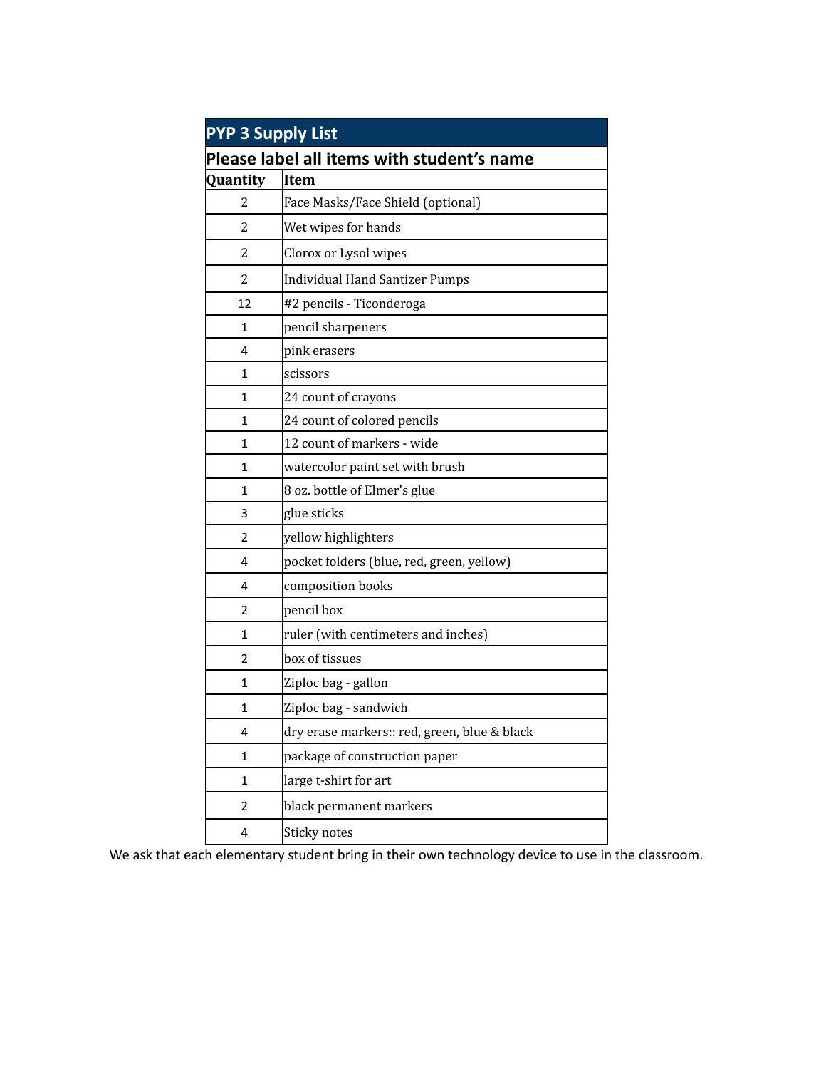## PYP 3 Supply List

**Please label all items with student's name**

| Quantity | Item |
|---|---|
| 2 | Face Masks/Face Shield (optional) |
| 2 | Wet wipes for hands |
| 2 | Clorox or Lysol wipes |
| 2 | Individual Hand Santizer Pumps |
| 12 | #2 pencils - Ticonderoga |
| 1 | pencil sharpeners |
| 4 | pink erasers |
| 1 | scissors |
| 1 | 24 count of crayons |
| 1 | 24 count of colored pencils |
| 1 | 12 count of markers - wide |
| 1 | watercolor paint set with brush |
| 1 | 8 oz. bottle of Elmer's glue |
| 3 | glue sticks |
| 2 | yellow highlighters |
| 4 | pocket folders (blue, red, green, yellow) |
| 4 | composition books |
| 2 | pencil box |
| 1 | ruler (with centimeters and inches) |
| 2 | box of tissues |
| 1 | Ziploc bag - gallon |
| 1 | Ziploc bag - sandwich |
| 4 | dry erase markers:: red, green, blue & black |
| 1 | package of construction paper |
| 1 | large t-shirt for art |
| 2 | black permanent markers |
| 4 | Sticky notes |

We ask that each elementary student bring in their own technology device to use in the classroom.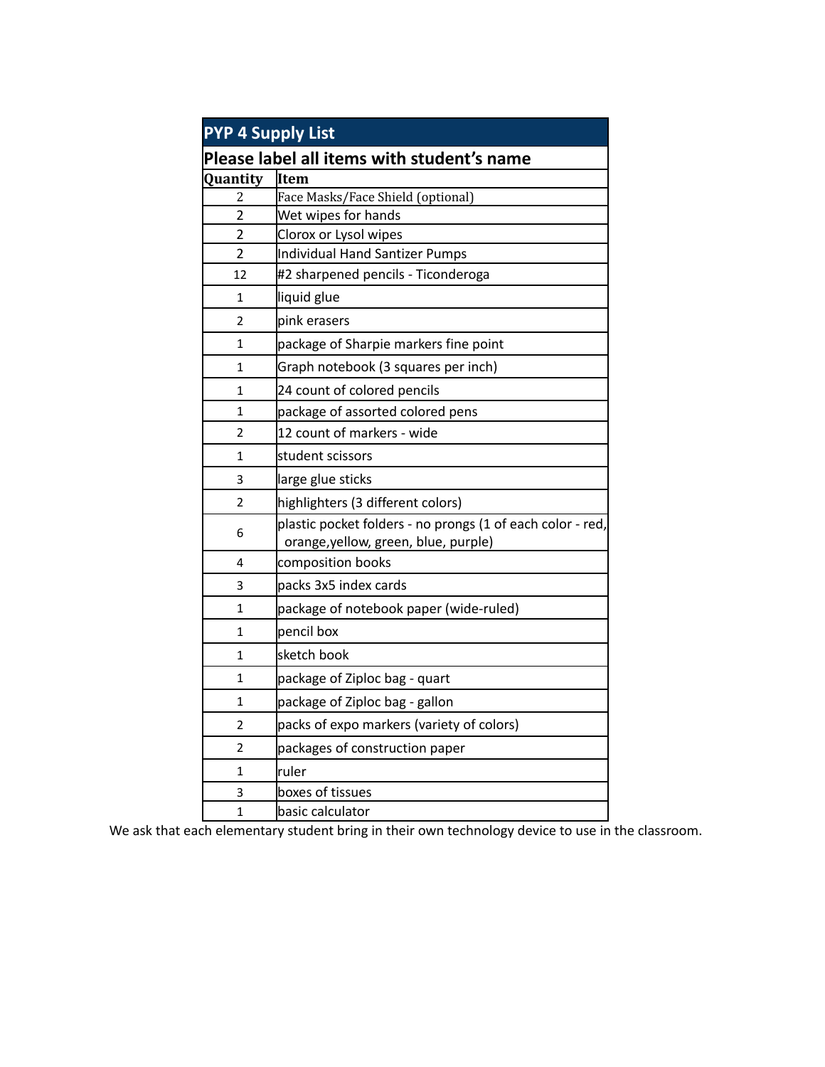| PYP 4 Supply List | |
|---|---|
| **Please label all items with student's name** | |
| **Quantity** | **Item** |
| 2 | Face Masks/Face Shield (optional) |
| 2 | Wet wipes for hands |
| 2 | Clorox or Lysol wipes |
| 2 | Individual Hand Santizer Pumps |
| 12 | #2 sharpened pencils - Ticonderoga |
| 1 | liquid glue |
| 2 | pink erasers |
| 1 | package of Sharpie markers fine point |
| 1 | Graph notebook (3 squares per inch) |
| 1 | 24 count of colored pencils |
| 1 | package of assorted colored pens |
| 2 | 12 count of markers - wide |
| 1 | student scissors |
| 3 | large glue sticks |
| 2 | highlighters (3 different colors) |
| 6 | plastic pocket folders - no prongs (1 of each color - red, orange,yellow, green, blue, purple) |
| 4 | composition books |
| 3 | packs 3x5 index cards |
| 1 | package of notebook paper (wide-ruled) |
| 1 | pencil box |
| 1 | sketch book |
| 1 | package of Ziploc bag - quart |
| 1 | package of Ziploc bag - gallon |
| 2 | packs of expo markers (variety of colors) |
| 2 | packages of construction paper |
| 1 | ruler |
| 3 | boxes of tissues |
| 1 | basic calculator |

We ask that each elementary student bring in their own technology device to use in the classroom.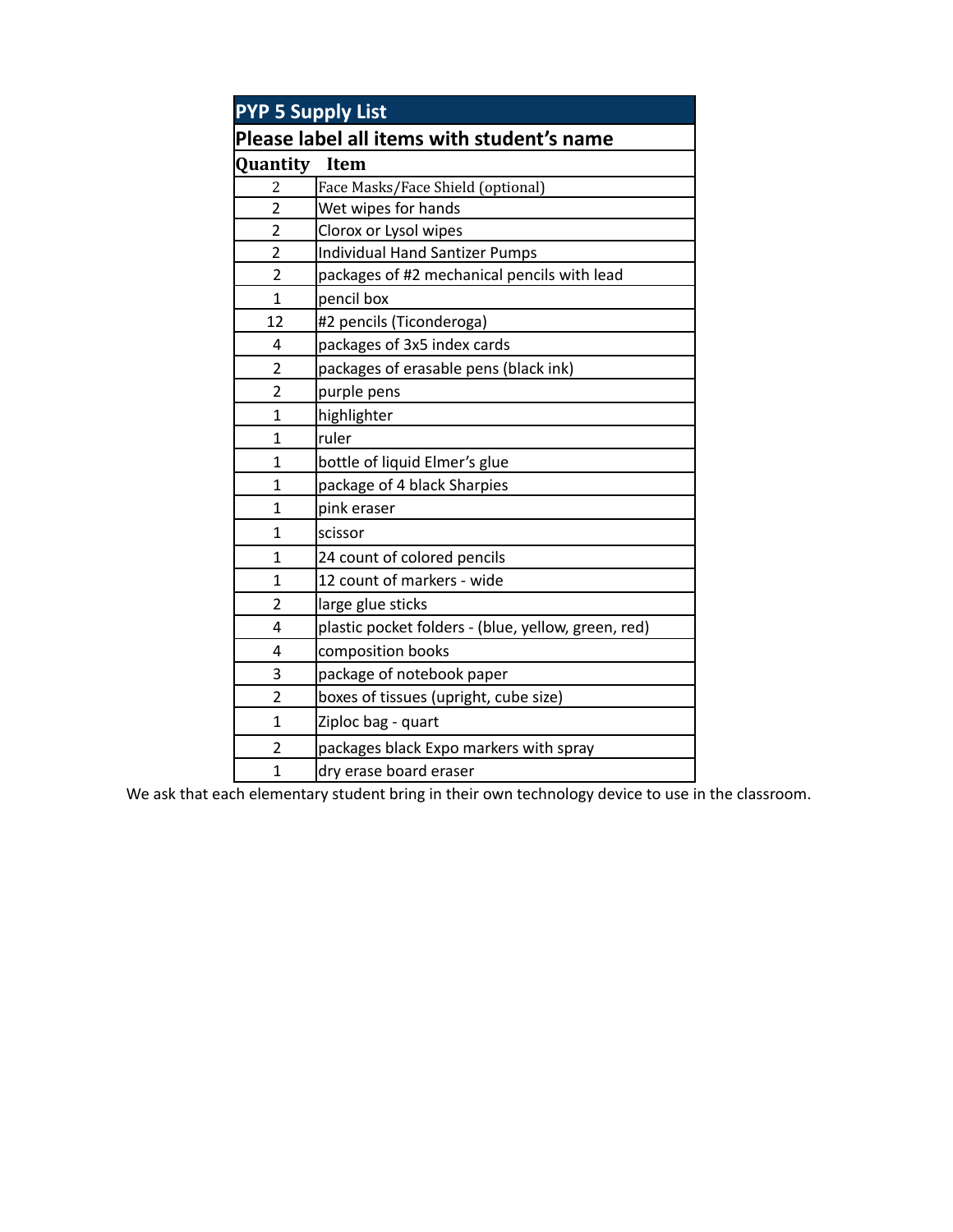| PYP 5 Supply List | |
|---|---|
| **Please label all items with student's name** | |
| **Quantity** | **Item** |
| 2 | Face Masks/Face Shield (optional) |
| 2 | Wet wipes for hands |
| 2 | Clorox or Lysol wipes |
| 2 | Individual Hand Santizer Pumps |
| 2 | packages of #2 mechanical pencils with lead |
| 1 | pencil box |
| 12 | #2 pencils (Ticonderoga) |
| 4 | packages of 3x5 index cards |
| 2 | packages of erasable pens (black ink) |
| 2 | purple pens |
| 1 | highlighter |
| 1 | ruler |
| 1 | bottle of liquid Elmer's glue |
| 1 | package of 4 black Sharpies |
| 1 | pink eraser |
| 1 | scissor |
| 1 | 24 count of colored pencils |
| 1 | 12 count of markers - wide |
| 2 | large glue sticks |
| 4 | plastic pocket folders - (blue, yellow, green, red) |
| 4 | composition books |
| 3 | package of notebook paper |
| 2 | boxes of tissues (upright, cube size) |
| 1 | Ziploc bag - quart |
| 2 | packages black Expo markers with spray |
| 1 | dry erase board eraser |

We ask that each elementary student bring in their own technology device to use in the classroom.